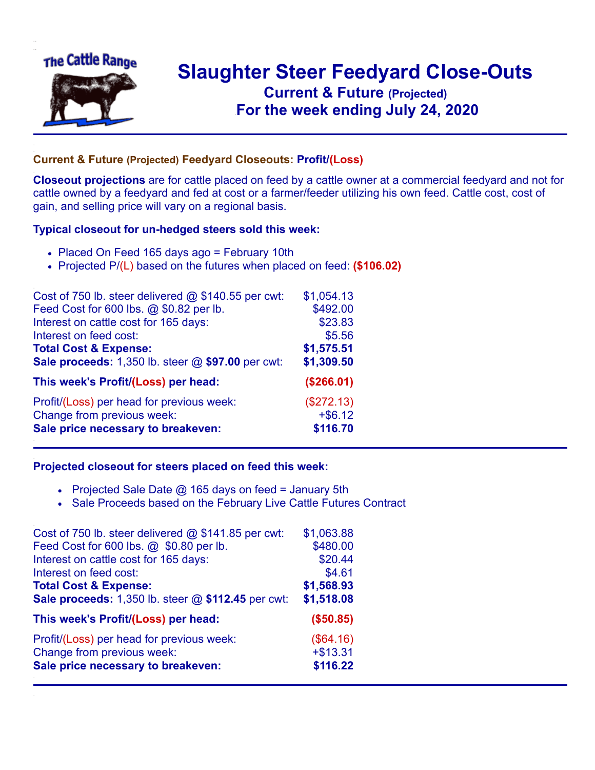# Slaughter Steer Feedyard Close-Outs

## Current & Future (Projected)

## For the week ending July 24, 2020

### Current & Future (Projected) Feedyard Closeouts: Profit/(Loss)

**Closeout projections** are for cattle placed on feed by a cattle owner at a commercial feedyard and not for cattle owned by a feedyard and fed at cost or a farmer/feeder utilizing his own feed. Cattle cost, cost of gain, and selling price will vary on a regional basis.

### Typical closeout for un-hedged steers sold this week:

- Placed On Feed 165 days ago = February 10th
- Projected P/(L) based on the futures when placed on feed: **($106.02)**

| | |
|---|---|
| Cost of 750 lb. steer delivered @ $140.55 per cwt: | $1,054.13 |
| Feed Cost for 600 lbs. @ $0.82 per lb. | $492.00 |
| Interest on cattle cost for 165 days: | $23.83 |
| Interest on feed cost: | $5.56 |
| **Total Cost & Expense:** | **$1,575.51** |
| **Sale proceeds:** 1,350 lb. steer @ **$97.00** per cwt: | **$1,309.50** |
| **This week's Profit/(Loss) per head:** | **($266.01)** |
| Profit/(Loss) per head for previous week: | ($272.13) |
| Change from previous week: | +$6.12 |
| **Sale price necessary to breakeven:** | **$116.70** |

### Projected closeout for steers placed on feed this week:

- Projected Sale Date @ 165 days on feed = January 5th
- Sale Proceeds based on the February Live Cattle Futures Contract

| | |
|---|---|
| Cost of 750 lb. steer delivered @ $141.85 per cwt: | $1,063.88 |
| Feed Cost for 600 lbs. @ $0.80 per lb. | $480.00 |
| Interest on cattle cost for 165 days: | $20.44 |
| Interest on feed cost: | $4.61 |
| **Total Cost & Expense:** | **$1,568.93** |
| **Sale proceeds:** 1,350 lb. steer @ **$112.45** per cwt: | **$1,518.08** |
| **This week's Profit/(Loss) per head:** | **($50.85)** |
| Profit/(Loss) per head for previous week: | ($64.16) |
| Change from previous week: | +$13.31 |
| **Sale price necessary to breakeven:** | **$116.22** |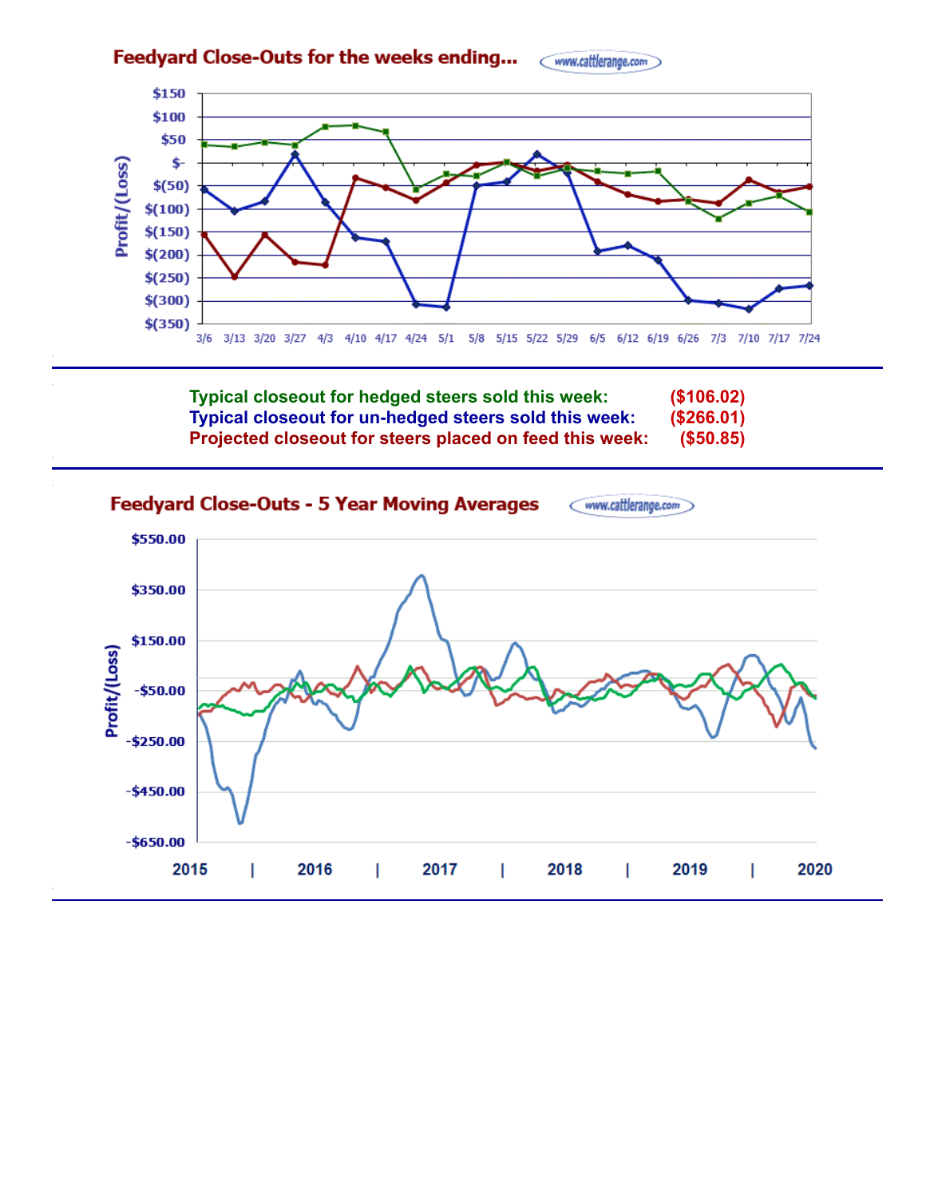## Feedyard Close-Outs for the weeks ending...

www.cattlerange.com

$150
$100
$50
$-
$(50)
$(100)
$(150)
$(200)
$(250)
$(300)
$(350)

Profit/(Loss)

3/6 3/13 3/20 3/27 4/3 4/10 4/17 4/24 5/1 5/8 5/15 5/22 5/29 6/5 6/12 6/19 6/26 7/3 7/10 7/17 7/24

---

**Typical closeout for hedged steers sold this week: ($106.02)**
**Typical closeout for un-hedged steers sold this week: ($266.01)**
**Projected closeout for steers placed on feed this week: ($50.85)**

---

## Feedyard Close-Outs - 5 Year Moving Averages

www.cattlerange.com

$550.00
$350.00
$150.00
-$50.00
-$250.00
-$450.00
-$650.00

Profit/(Loss)

2015 | 2016 | 2017 | 2018 | 2019 | 2020